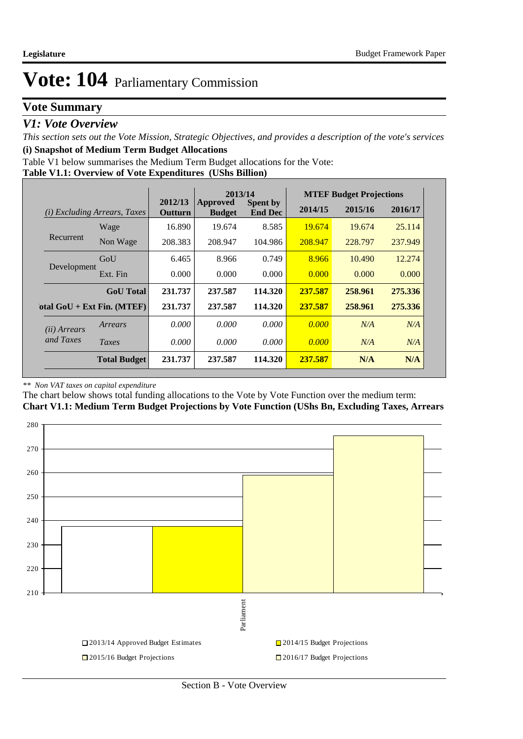# Vote: 104 Parliamentary Commission

## Vote Summary

### *V1: Vote Overview*

*This section sets out the Vote Mission, Strategic Objectives, and provides a description of the vote's services*

**(i) Snapshot of Medium Term Budget Allocations**

Table V1 below summarises the Medium Term Budget allocations for the Vote:

**Table V1.1: Overview of Vote Expenditures (UShs Billion)**

| *(i) Excluding Arrears, Taxes* | | 2012/13 Outturn | 2013/14 Approved Budget | 2013/14 Spent by End Dec | MTEF Budget Projections 2014/15 | 2015/16 | 2016/17 |
|---|---|---|---|---|---|---|---|
| Recurrent | Wage | 16.890 | 19.674 | 8.585 | 19.674 | 19.674 | 25.114 |
| | Non Wage | 208.383 | 208.947 | 104.986 | 208.947 | 228.797 | 237.949 |
| Development | GoU | 6.465 | 8.966 | 0.749 | 8.966 | 10.490 | 12.274 |
| | Ext. Fin | 0.000 | 0.000 | 0.000 | 0.000 | 0.000 | 0.000 |
| | **GoU Total** | **231.737** | **237.587** | **114.320** | **237.587** | **258.961** | **275.336** |
| **otal GoU + Ext Fin. (MTEF)** | | **231.737** | **237.587** | **114.320** | **237.587** | **258.961** | **275.336** |
| *(ii) Arrears and Taxes* | *Arrears* | *0.000* | *0.000* | *0.000* | *0.000* | *N/A* | *N/A* |
| | *Taxes* | *0.000* | *0.000* | *0.000* | *0.000* | *N/A* | *N/A* |
| | **Total Budget** | **231.737** | **237.587** | **114.320** | **237.587** | **N/A** | **N/A** |

*\*\* Non VAT taxes on capital expenditure*

The chart below shows total funding allocations to the Vote by Vote Function over the medium term:

**Chart V1.1: Medium Term Budget Projections by Vote Function (UShs Bn, Excluding Taxes, Arrears**

| Vote Function | 2013/14 Approved Budget Estimates | 2014/15 Budget Projections | 2015/16 Budget Projections | 2016/17 Budget Projections |
|---|---|---|---|---|
| Parliament | 237.587 | 237.587 | 258.961 | 275.336 |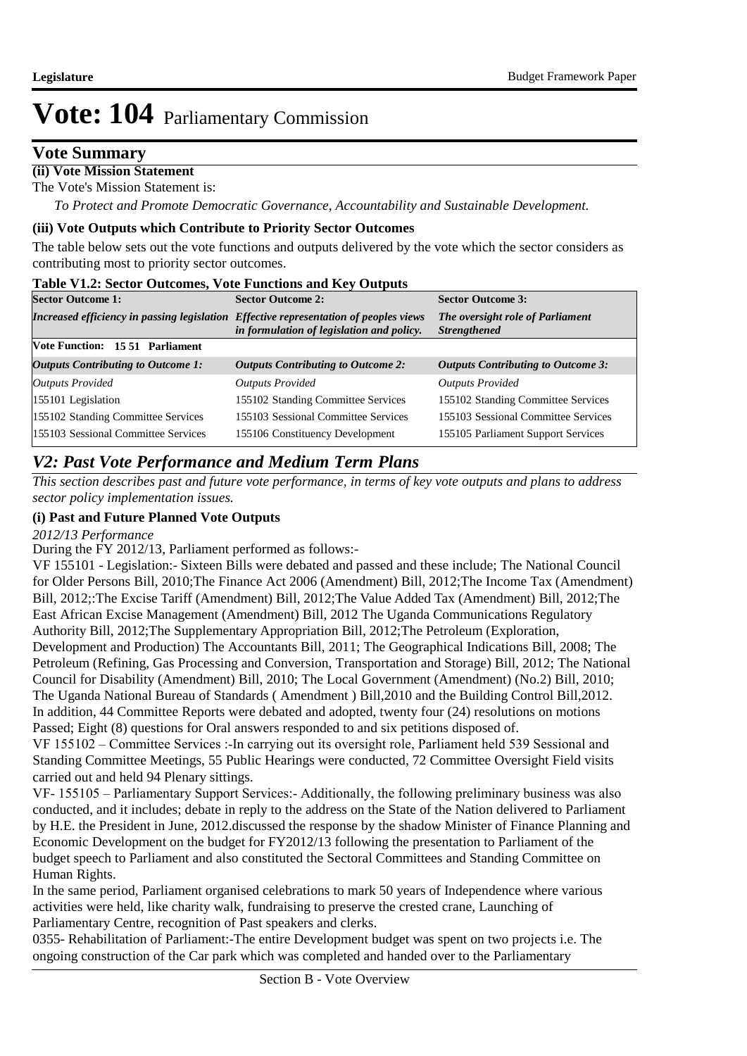# Vote: 104 Parliamentary Commission

## Vote Summary

**(ii) Vote Mission Statement**

The Vote's Mission Statement is:

*To Protect and Promote Democratic Governance, Accountability and Sustainable Development.*

**(iii) Vote Outputs which Contribute to Priority Sector Outcomes**

The table below sets out the vote functions and outputs delivered by the vote which the sector considers as contributing most to priority sector outcomes.

**Table V1.2: Sector Outcomes, Vote Functions and Key Outputs**

| **Sector Outcome 1:** | **Sector Outcome 2:** | **Sector Outcome 3:** |
|---|---|---|
| ***Increased efficiency in passing legislation*** | ***Effective representation of peoples views in formulation of legislation and policy.*** | ***The oversight role of Parliament Strengthened*** |
| **Vote Function: 15 51 Parliament** | | |
| ***Outputs Contributing to Outcome 1:*** | ***Outputs Contributing to Outcome 2:*** | ***Outputs Contributing to Outcome 3:*** |
| *Outputs Provided* | *Outputs Provided* | *Outputs Provided* |
| 155101 Legislation | 155102 Standing Committee Services | 155102 Standing Committee Services |
| 155102 Standing Committee Services | 155103 Sessional Committee Services | 155103 Sessional Committee Services |
| 155103 Sessional Committee Services | 155106 Constituency Development | 155105 Parliament Support Services |

## *V2: Past Vote Performance and Medium Term Plans*

*This section describes past and future vote performance, in terms of key vote outputs and plans to address sector policy implementation issues.*

**(i) Past and Future Planned Vote Outputs**

*2012/13 Performance*

During the FY 2012/13, Parliament performed as follows:-

VF 155101 - Legislation:- Sixteen Bills were debated and passed and these include; The National Council for Older Persons Bill, 2010;The Finance Act 2006 (Amendment) Bill, 2012;The Income Tax (Amendment) Bill, 2012;:The Excise Tariff (Amendment) Bill, 2012;The Value Added Tax (Amendment) Bill, 2012;The East African Excise Management (Amendment) Bill, 2012 The Uganda Communications Regulatory Authority Bill, 2012;The Supplementary Appropriation Bill, 2012;The Petroleum (Exploration, Development and Production) The Accountants Bill, 2011; The Geographical Indications Bill, 2008; The Petroleum (Refining, Gas Processing and Conversion, Transportation and Storage) Bill, 2012; The National Council for Disability (Amendment) Bill, 2010; The Local Government (Amendment) (No.2) Bill, 2010; The Uganda National Bureau of Standards ( Amendment ) Bill,2010 and the Building Control Bill,2012. In addition, 44 Committee Reports were debated and adopted, twenty four (24) resolutions on motions Passed; Eight (8) questions for Oral answers responded to and six petitions disposed of.

VF 155102 – Committee Services :-In carrying out its oversight role, Parliament held 539 Sessional and Standing Committee Meetings, 55 Public Hearings were conducted, 72 Committee Oversight Field visits carried out and held 94 Plenary sittings.

VF- 155105 – Parliamentary Support Services:- Additionally, the following preliminary business was also conducted, and it includes; debate in reply to the address on the State of the Nation delivered to Parliament by H.E. the President in June, 2012.discussed the response by the shadow Minister of Finance Planning and Economic Development on the budget for FY2012/13 following the presentation to Parliament of the budget speech to Parliament and also constituted the Sectoral Committees and Standing Committee on Human Rights.

In the same period, Parliament organised celebrations to mark 50 years of Independence where various activities were held, like charity walk, fundraising to preserve the crested crane, Launching of Parliamentary Centre, recognition of Past speakers and clerks.

0355- Rehabilitation of Parliament:-The entire Development budget was spent on two projects i.e. The ongoing construction of the Car park which was completed and handed over to the Parliamentary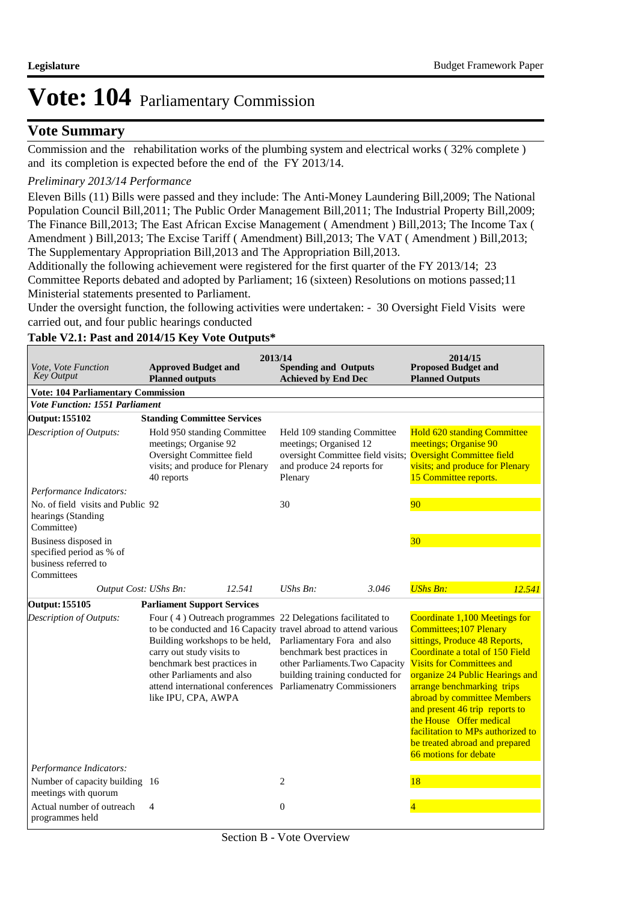# Vote: 104 Parliamentary Commission

## Vote Summary

Commission and the rehabilitation works of the plumbing system and electrical works ( 32% complete ) and its completion is expected before the end of the FY 2013/14.

*Preliminary 2013/14 Performance*

Eleven Bills (11) Bills were passed and they include: The Anti-Money Laundering Bill,2009; The National Population Council Bill,2011; The Public Order Management Bill,2011; The Industrial Property Bill,2009; The Finance Bill,2013; The East African Excise Management ( Amendment ) Bill,2013; The Income Tax ( Amendment ) Bill,2013; The Excise Tariff ( Amendment) Bill,2013; The VAT ( Amendment ) Bill,2013; The Supplementary Appropriation Bill,2013 and The Appropriation Bill,2013.

Additionally the following achievement were registered for the first quarter of the FY 2013/14; 23 Committee Reports debated and adopted by Parliament; 16 (sixteen) Resolutions on motions passed;11 Ministerial statements presented to Parliament.

Under the oversight function, the following activities were undertaken: - 30 Oversight Field Visits were carried out, and four public hearings conducted

**Table V2.1: Past and 2014/15 Key Vote Outputs***

| *Vote, Vote Function Key Output* | 2013/14 **Approved Budget and Planned outputs** | 2013/14 **Spending and Outputs Achieved by End Dec** | 2014/15 **Proposed Budget and Planned Outputs** |
|---|---|---|---|
| **Vote: 104 Parliamentary Commission** | | | |
| ***Vote Function: 1551 Parliament*** | | | |
| **Output: 155102** | **Standing Committee Services** | | |
| *Description of Outputs:* | Hold 950 standing Committee meetings; Organise 92 Oversight Committee field visits; and produce for Plenary 40 reports | Held 109 standing Committee meetings; Organised 12 oversight Committee field visits; and produce 24 reports for Plenary | Hold 620 standing Committee meetings; Organise 90 Oversight Committee field visits; and produce for Plenary 15 Committee reports. |
| *Performance Indicators:* | | | |
| No. of field visits and Public hearings (Standing Committee) | 92 | 30 | 90 |
| Business disposed in specified period as % of business referred to Committees | | | 30 |
| *Output Cost:* | *UShs Bn:* 12.541 | *UShs Bn:* 3.046 | *UShs Bn:* 12.541 |
| **Output: 155105** | **Parliament Support Services** | | |
| *Description of Outputs:* | Four ( 4 ) Outreach programmes to be conducted and 16 Capacity Building workshops to be held, carry out study visits to benchmark best practices in other Parliaments and also attend international conferences like IPU, CPA, AWPA | 22 Delegations facilitated to travel abroad to attend various Parliamentary Fora and also benchmark best practices in other Parliaments.Two Capacity building training conducted for Parliamenatry Commissioners | Coordinate 1,100 Meetings for Committees;107 Plenary sittings, Produce 48 Reports, Coordinate a total of 150 Field Visits for Committees and organize 24 Public Hearings and arrange benchmarking trips abroad by committee Members and present 46 trip reports to the House Offer medical facilitation to MPs authorized to be treated abroad and prepared 66 motions for debate |
| *Performance Indicators:* | | | |
| Number of capacity building meetings with quorum | 16 | 2 | 18 |
| Actual number of outreach programmes held | 4 | 0 | 4 |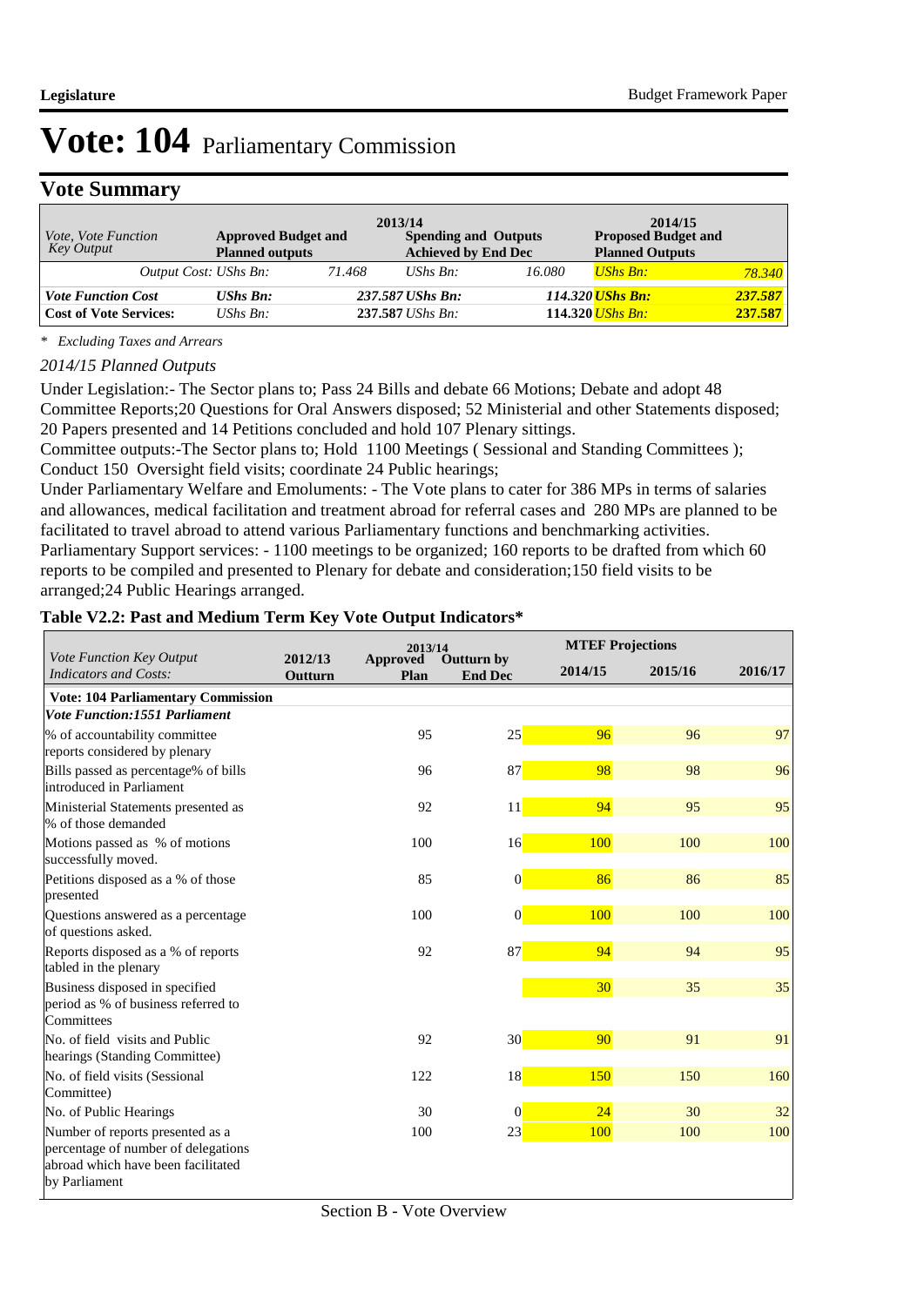# Vote: 104 Parliamentary Commission

## Vote Summary

| *Vote, Vote Function Key Output* | 2013/14 **Approved Budget and Planned outputs** | | 2013/14 **Spending and Outputs Achieved by End Dec** | | 2014/15 **Proposed Budget and Planned Outputs** | |
|---|---|---|---|---|---|---|
| *Output Cost: UShs Bn:* | | *71.468* | *UShs Bn:* | *16.080* | *UShs Bn:* | *78.340* |
| ***Vote Function Cost*** | ***UShs Bn:*** | ***237.587*** | ***UShs Bn:*** | ***114.320*** | ***UShs Bn:*** | ***237.587*** |
| **Cost of Vote Services:** | *UShs Bn:* | **237.587** | *UShs Bn:* | **114.320** | *UShs Bn:* | **237.587** |

*\* Excluding Taxes and Arrears*

*2014/15 Planned Outputs*

Under Legislation:- The Sector plans to; Pass 24 Bills and debate 66 Motions; Debate and adopt 48 Committee Reports;20 Questions for Oral Answers disposed; 52 Ministerial and other Statements disposed; 20 Papers presented and 14 Petitions concluded and hold 107 Plenary sittings.

Committee outputs:-The Sector plans to; Hold 1100 Meetings ( Sessional and Standing Committees ); Conduct 150 Oversight field visits; coordinate 24 Public hearings;

Under Parliamentary Welfare and Emoluments: - The Vote plans to cater for 386 MPs in terms of salaries and allowances, medical facilitation and treatment abroad for referral cases and 280 MPs are planned to be facilitated to travel abroad to attend various Parliamentary functions and benchmarking activities.

Parliamentary Support services: - 1100 meetings to be organized; 160 reports to be drafted from which 60 reports to be compiled and presented to Plenary for debate and consideration;150 field visits to be arranged;24 Public Hearings arranged.

**Table V2.2: Past and Medium Term Key Vote Output Indicators***

| *Vote Function Key Output Indicators and Costs:* | 2012/13 Outturn | 2013/14 Approved Plan | 2013/14 Outturn by End Dec | MTEF Projections 2014/15 | 2015/16 | 2016/17 |
|---|---|---|---|---|---|---|
| **Vote: 104 Parliamentary Commission** | | | | | | |
| ***Vote Function:1551 Parliament*** | | | | | | |
| % of accountability committee reports considered by plenary | | 95 | 25 | 96 | 96 | 97 |
| Bills passed as percentage% of bills introduced in Parliament | | 96 | 87 | 98 | 98 | 96 |
| Ministerial Statements presented as % of those demanded | | 92 | 11 | 94 | 95 | 95 |
| Motions passed as % of motions successfully moved. | | 100 | 16 | 100 | 100 | 100 |
| Petitions disposed as a % of those presented | | 85 | 0 | 86 | 86 | 85 |
| Questions answered as a percentage of questions asked. | | 100 | 0 | 100 | 100 | 100 |
| Reports disposed as a % of reports tabled in the plenary | | 92 | 87 | 94 | 94 | 95 |
| Business disposed in specified period as % of business referred to Committees | | | | 30 | 35 | 35 |
| No. of field visits and Public hearings (Standing Committee) | | 92 | 30 | 90 | 91 | 91 |
| No. of field visits (Sessional Committee) | | 122 | 18 | 150 | 150 | 160 |
| No. of Public Hearings | | 30 | 0 | 24 | 30 | 32 |
| Number of reports presented as a percentage of number of delegations abroad which have been facilitated by Parliament | | 100 | 23 | 100 | 100 | 100 |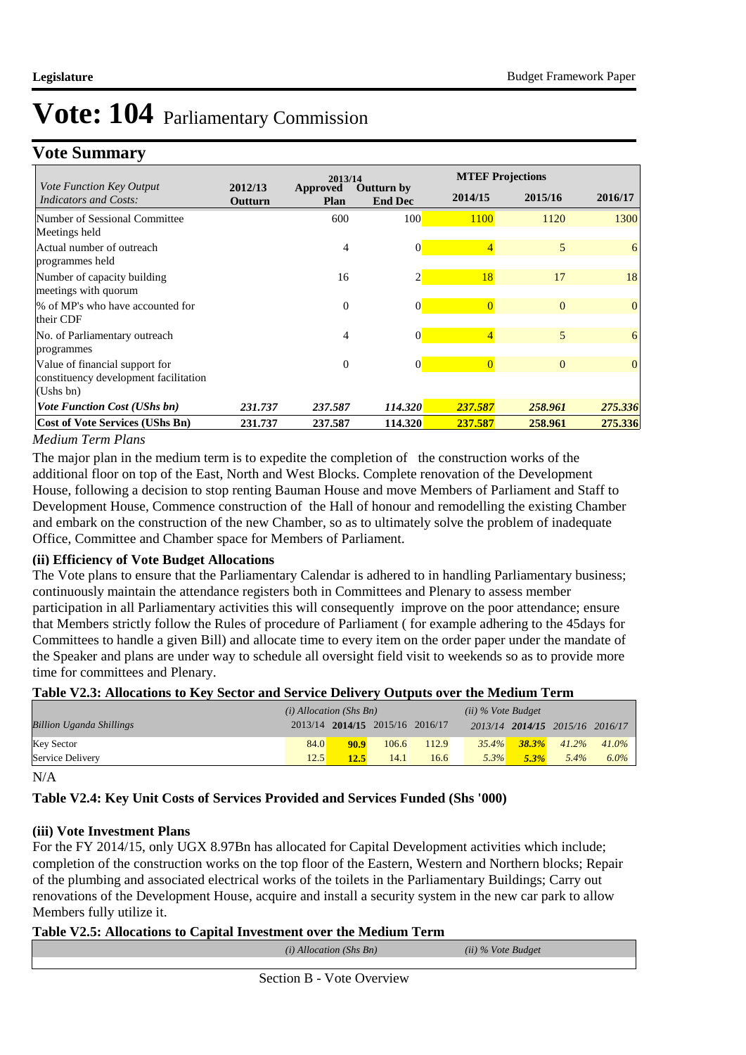# Vote: 104 Parliamentary Commission

## Vote Summary

| *Vote Function Key Output Indicators and Costs:* | 2012/13 Outturn | 2013/14 Approved Plan | 2013/14 Outturn by End Dec | 2014/15 | 2015/16 | 2016/17 |
|---|---|---|---|---|---|---|
| | | | | **MTEF Projections** | | |
| Number of Sessional Committee Meetings held | | 600 | 100 | 1100 | 1120 | 1300 |
| Actual number of outreach programmes held | | 4 | 0 | 4 | 5 | 6 |
| Number of capacity building meetings with quorum | | 16 | 2 | 18 | 17 | 18 |
| % of MP's who have accounted for their CDF | | 0 | 0 | 0 | 0 | 0 |
| No. of Parliamentary outreach programmes | | 4 | 0 | 4 | 5 | 6 |
| Value of financial support for constituency development facilitation (Ushs bn) | | 0 | 0 | 0 | 0 | 0 |
| ***Vote Function Cost (UShs bn)*** | ***231.737*** | ***237.587*** | ***114.320*** | ***237.587*** | ***258.961*** | ***275.336*** |
| **Cost of Vote Services (UShs Bn)** | **231.737** | **237.587** | **114.320** | **237.587** | **258.961** | **275.336** |

*Medium Term Plans*

The major plan in the medium term is to expedite the completion of the construction works of the additional floor on top of the East, North and West Blocks. Complete renovation of the Development House, following a decision to stop renting Bauman House and move Members of Parliament and Staff to Development House, Commence construction of the Hall of honour and remodelling the existing Chamber and embark on the construction of the new Chamber, so as to ultimately solve the problem of inadequate Office, Committee and Chamber space for Members of Parliament.

### (ii) Efficiency of Vote Budget Allocations

The Vote plans to ensure that the Parliamentary Calendar is adhered to in handling Parliamentary business; continuously maintain the attendance registers both in Committees and Plenary to assess member participation in all Parliamentary activities this will consequently improve on the poor attendance; ensure that Members strictly follow the Rules of procedure of Parliament ( for example adhering to the 45days for Committees to handle a given Bill) and allocate time to every item on the order paper under the mandate of the Speaker and plans are under way to schedule all oversight field visit to weekends so as to provide more time for committees and Plenary.

### Table V2.3: Allocations to Key Sector and Service Delivery Outputs over the Medium Term

| *Billion Uganda Shillings* | *(i) Allocation (Shs Bn)* 2013/14 | **2014/15** | 2015/16 | 2016/17 | *(ii) % Vote Budget* 2013/14 | **2014/15** | 2015/16 | 2016/17 |
|---|---|---|---|---|---|---|---|---|
| Key Sector | 84.0 | **90.9** | 106.6 | 112.9 | *35.4%* | ***38.3%*** | *41.2%* | *41.0%* |
| Service Delivery | 12.5 | **12.5** | 14.1 | 16.6 | *5.3%* | ***5.3%*** | *5.4%* | *6.0%* |

N/A

### Table V2.4: Key Unit Costs of Services Provided and Services Funded (Shs '000)

### (iii) Vote Investment Plans

For the FY 2014/15, only UGX 8.97Bn has allocated for Capital Development activities which include; completion of the construction works on the top floor of the Eastern, Western and Northern blocks; Repair of the plumbing and associated electrical works of the toilets in the Parliamentary Buildings; Carry out renovations of the Development House, acquire and install a security system in the new car park to allow Members fully utilize it.

### Table V2.5: Allocations to Capital Investment over the Medium Term

| | *(i) Allocation (Shs Bn)* | *(ii) % Vote Budget* |
|---|---|---|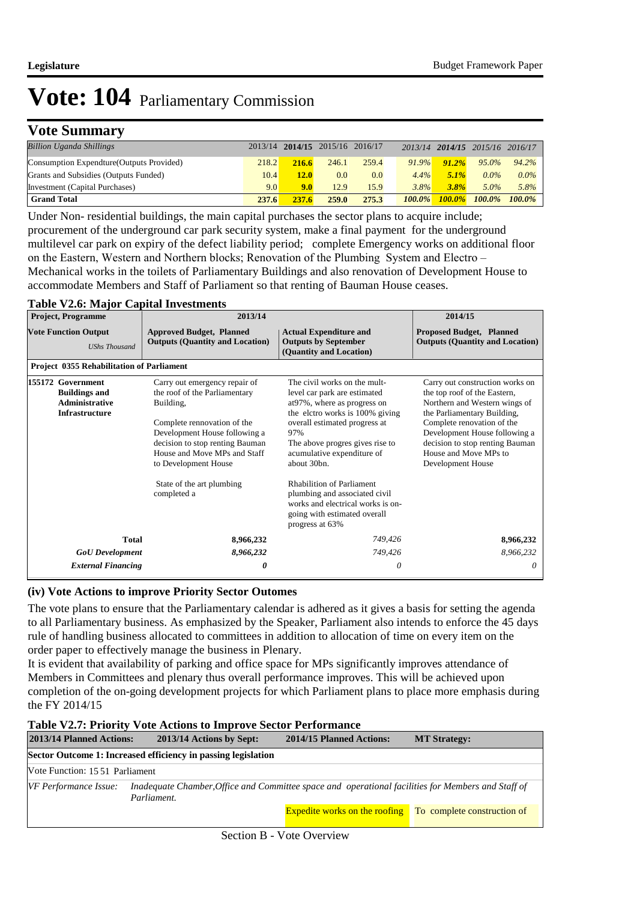# Vote: 104 Parliamentary Commission

## Vote Summary

| *Billion Uganda Shillings* | 2013/14 | 2014/15 | 2015/16 | 2016/17 | 2013/14 | 2014/15 | 2015/16 | 2016/17 |
|---|---|---|---|---|---|---|---|---|
| Consumption Expendture(Outputs Provided) | 218.2 | **216.6** | 246.1 | 259.4 | *91.9%* | ***91.2%*** | *95.0%* | *94.2%* |
| Grants and Subsidies (Outputs Funded) | 10.4 | **12.0** | 0.0 | 0.0 | *4.4%* | ***5.1%*** | *0.0%* | *0.0%* |
| Investment (Capital Purchases) | 9.0 | **9.0** | 12.9 | 15.9 | *3.8%* | ***3.8%*** | *5.0%* | *5.8%* |
| **Grand Total** | **237.6** | **237.6** | **259.0** | **275.3** | ***100.0%*** | ***100.0%*** | ***100.0%*** | ***100.0%*** |

Under Non- residential buildings, the main capital purchases the sector plans to acquire include; procurement of the underground car park security system, make a final payment for the underground multilevel car park on expiry of the defect liability period; complete Emergency works on additional floor on the Eastern, Western and Northern blocks; Renovation of the Plumbing System and Electro – Mechanical works in the toilets of Parliamentary Buildings and also renovation of Development House to accommodate Members and Staff of Parliament so that renting of Bauman House ceases.

**Table V2.6: Major Capital Investments**

| **Project, Programme** | **2013/14** | | **2014/15** |
|---|---|---|---|
| **Vote Function Output** *UShs Thousand* | **Approved Budget, Planned Outputs (Quantity and Location)** | **Actual Expenditure and Outputs by September (Quantity and Location)** | **Proposed Budget, Planned Outputs (Quantity and Location)** |
| **Project 0355 Rehabilitation of Parliament** | | | |
| **155172 Government Buildings and Administrative Infrastructure** | Carry out emergency repair of the roof of the Parliamentary Building,<br><br>Complete rennovation of the Development House following a decision to stop renting Bauman House and Move MPs and Staff to Development House<br><br>State of the art plumbing completed a | The civil works on the mult-level car park are estimated at97%, where as progress on the elctro works is 100% giving overall estimated progress at 97%<br>The above progres gives rise to acumulative expenditure of about 30bn.<br><br>Rhabilition of Parliament plumbing and associated civil works and electrical works is on-going with estimated overall progress at 63% | Carry out construction works on the top roof of the Eastern, Northern and Western wings of the Parliamentary Building, Complete renovation of the Development House following a decision to stop renting Bauman House and Move MPs to Development House |
| **Total** | **8,966,232** | *749,426* | **8,966,232** |
| ***GoU Development*** | ***8,966,232*** | *749,426* | *8,966,232* |
| ***External Financing*** | ***0*** | *0* | *0* |

### (iv) Vote Actions to improve Priority Sector Outomes

The vote plans to ensure that the Parliamentary calendar is adhered as it gives a basis for setting the agenda to all Parliamentary business. As emphasized by the Speaker, Parliament also intends to enforce the 45 days rule of handling business allocated to committees in addition to allocation of time on every item on the order paper to effectively manage the business in Plenary.

It is evident that availability of parking and office space for MPs significantly improves attendance of Members in Committees and plenary thus overall performance improves. This will be achieved upon completion of the on-going development projects for which Parliament plans to place more emphasis during the FY 2014/15

**Table V2.7: Priority Vote Actions to Improve Sector Performance**

| **2013/14 Planned Actions:** | **2013/14 Actions by Sept:** | **2014/15 Planned Actions:** | **MT Strategy:** |
|---|---|---|---|
| **Sector Outcome 1: Increased efficiency in passing legislation** | | | |
| Vote Function: 15 51 Parliament | | | |
| *VF Performance Issue:* | *Inadequate Chamber,Office and Committee space and operational facilities for Members and Staff of Parliament.* | | |
| | | Expedite works on the roofing | To complete construction of |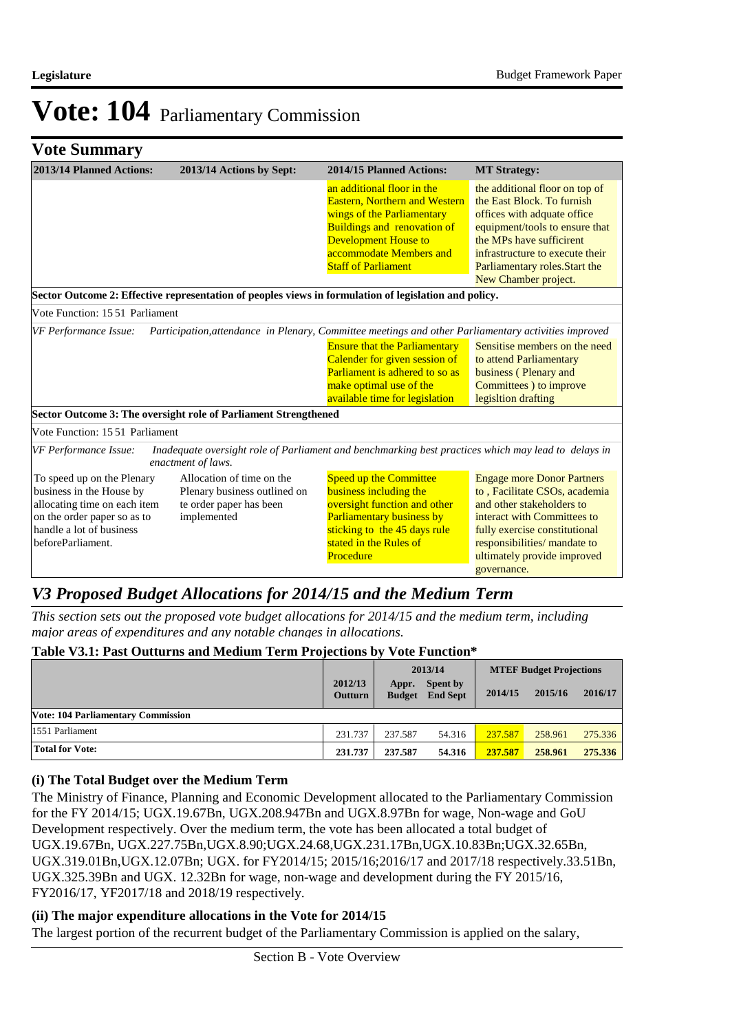# Vote: 104 Parliamentary Commission

## Vote Summary

| 2013/14 Planned Actions: | 2013/14 Actions by Sept: | 2014/15 Planned Actions: | MT Strategy: |
|---|---|---|---|
| | | an additional floor in the Eastern, Northern and Western wings of the Parliamentary Buildings and renovation of Development House to accommodate Members and Staff of Parliament | the additional floor on top of the East Block. To furnish offices with adquate office equipment/tools to ensure that the MPs have sufficirent infrastructure to execute their Parliamentary roles.Start the New Chamber project. |
| **Sector Outcome 2: Effective representation of peoples views in formulation of legislation and policy.** | | | |
| Vote Function: 15 51 Parliament | | | |
| *VF Performance Issue:* | *Participation,attendance in Plenary, Committee meetings and other Parliamentary activities improved* | | |
| | | Ensure that the Parliamentary Calender for given session of Parliament is adhered to so as make optimal use of the available time for legislation | Sensitise members on the need to attend Parliamentary business ( Plenary and Committees ) to improve legisltion drafting |
| **Sector Outcome 3: The oversight role of Parliament Strengthened** | | | |
| Vote Function: 15 51 Parliament | | | |
| *VF Performance Issue:* | *Inadequate oversight role of Parliament and benchmarking best practices which may lead to delays in enactment of laws.* | | |
| To speed up on the Plenary business in the House by allocating time on each item on the order paper so as to handle a lot of business beforeParliament. | Allocation of time on the Plenary business outlined on te order paper has been implemented | Speed up the Committee business including the oversight function and other Parliamentary business by sticking to the 45 days rule stated in the Rules of Procedure | Engage more Donor Partners to , Facilitate CSOs, academia and other stakeholders to interact with Committees to fully exercise constitutional responsibilities/ mandate to ultimately provide improved governance. |

## V3 Proposed Budget Allocations for 2014/15 and the Medium Term

*This section sets out the proposed vote budget allocations for 2014/15 and the medium term, including major areas of expenditures and any notable changes in allocations.*

### Table V3.1: Past Outturns and Medium Term Projections by Vote Function*

| | 2012/13 Outturn | 2013/14 Appr. Budget | Spent by End Sept | MTEF Budget Projections 2014/15 | 2015/16 | 2016/17 |
|---|---|---|---|---|---|---|
| **Vote: 104 Parliamentary Commission** | | | | | | |
| 1551 Parliament | 231.737 | 237.587 | 54.316 | 237.587 | 258.961 | 275.336 |
| **Total for Vote:** | **231.737** | **237.587** | **54.316** | **237.587** | **258.961** | **275.336** |

### (i) The Total Budget over the Medium Term

The Ministry of Finance, Planning and Economic Development allocated to the Parliamentary Commission for the FY 2014/15; UGX.19.67Bn, UGX.208.947Bn and UGX.8.97Bn for wage, Non-wage and GoU Development respectively. Over the medium term, the vote has been allocated a total budget of UGX.19.67Bn, UGX.227.75Bn,UGX.8.90;UGX.24.68,UGX.231.17Bn,UGX.10.83Bn;UGX.32.65Bn, UGX.319.01Bn,UGX.12.07Bn; UGX. for FY2014/15; 2015/16;2016/17 and 2017/18 respectively.33.51Bn, UGX.325.39Bn and UGX. 12.32Bn for wage, non-wage and development during the FY 2015/16, FY2016/17, YF2017/18 and 2018/19 respectively.

### (ii) The major expenditure allocations in the Vote for 2014/15

The largest portion of the recurrent budget of the Parliamentary Commission is applied on the salary,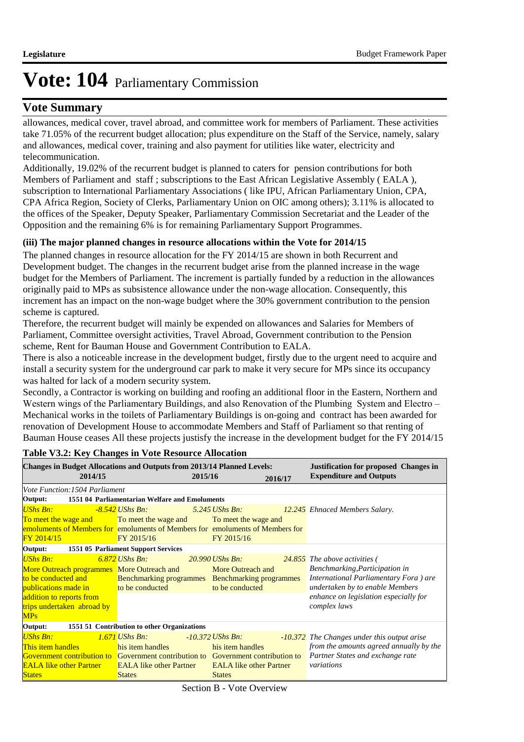# Vote: 104 Parliamentary Commission

## Vote Summary

allowances, medical cover, travel abroad, and committee work for members of Parliament. These activities take 71.05% of the recurrent budget allocation; plus expenditure on the Staff of the Service, namely, salary and allowances, medical cover, training and also payment for utilities like water, electricity and telecommunication.

Additionally, 19.02% of the recurrent budget is planned to caters for pension contributions for both Members of Parliament and staff ; subscriptions to the East African Legislative Assembly ( EALA ), subscription to International Parliamentary Associations ( like IPU, African Parliamentary Union, CPA, CPA Africa Region, Society of Clerks, Parliamentary Union on OIC among others); 3.11% is allocated to the offices of the Speaker, Deputy Speaker, Parliamentary Commission Secretariat and the Leader of the Opposition and the remaining 6% is for remaining Parliamentary Support Programmes.

**(iii) The major planned changes in resource allocations within the Vote for 2014/15**

The planned changes in resource allocation for the FY 2014/15 are shown in both Recurrent and Development budget. The changes in the recurrent budget arise from the planned increase in the wage budget for the Members of Parliament. The increment is partially funded by a reduction in the allowances originally paid to MPs as subsistence allowance under the non-wage allocation. Consequently, this increment has an impact on the non-wage budget where the 30% government contribution to the pension scheme is captured.

Therefore, the recurrent budget will mainly be expended on allowances and Salaries for Members of Parliament, Committee oversight activities, Travel Abroad, Government contribution to the Pension scheme, Rent for Bauman House and Government Contribution to EALA.

There is also a noticeable increase in the development budget, firstly due to the urgent need to acquire and install a security system for the underground car park to make it very secure for MPs since its occupancy was halted for lack of a modern security system.

Secondly, a Contractor is working on building and roofing an additional floor in the Eastern, Northern and Western wings of the Parliamentary Buildings, and also Renovation of the Plumbing System and Electro – Mechanical works in the toilets of Parliamentary Buildings is on-going and contract has been awarded for renovation of Development House to accommodate Members and Staff of Parliament so that renting of Bauman House ceases All these projects justify the increase in the development budget for the FY 2014/15

**Table V3.2: Key Changes in Vote Resource Allocation**

| Changes in Budget Allocations and Outputs from 2013/14 Planned Levels: 2014/15 | 2015/16 | 2016/17 | Justification for proposed Changes in Expenditure and Outputs |
|---|---|---|---|
| *Vote Function:1504 Parliament* | | | |
| **Output: 1551 04 Parliamentarian Welfare and Emoluments** | | | |
| *UShs Bn:* *-8.542* To meet the wage and emoluments of Members for FY 2014/15 | *UShs Bn:* *5.245* To meet the wage and emoluments of Members for FY 2015/16 | *UShs Bn:* *12.245* To meet the wage and emoluments of Members for FY 2015/16 | *Ehnaced Members Salary.* |
| **Output: 1551 05 Parliament Support Services** | | | |
| *UShs Bn:* *6.872* More Outreach programmes to be conducted and publications made in addition to reports from trips undertaken abroad by MPs | *UShs Bn:* *20.990* More Outreach and Benchmarking programmes to be conducted | *UShs Bn:* *24.855* More Outreach and Benchmarking programmes to be conducted | *The above activities ( Benchmarking,Participation in International Parliamentary Fora ) are undertaken by to enable Members enhance on legislation especially for complex laws* |
| **Output: 1551 51 Contribution to other Organizations** | | | |
| *UShs Bn:* *1.671* This item handles Government contribution to EALA like other Partner States | *UShs Bn:* *-10.372* his item handles Government contribution to EALA like other Partner States | *UShs Bn:* *-10.372* his item handles Government contribution to EALA like other Partner States | *The Changes under this output arise from the amounts agreed annually by the Partner States and exchange rate variations* |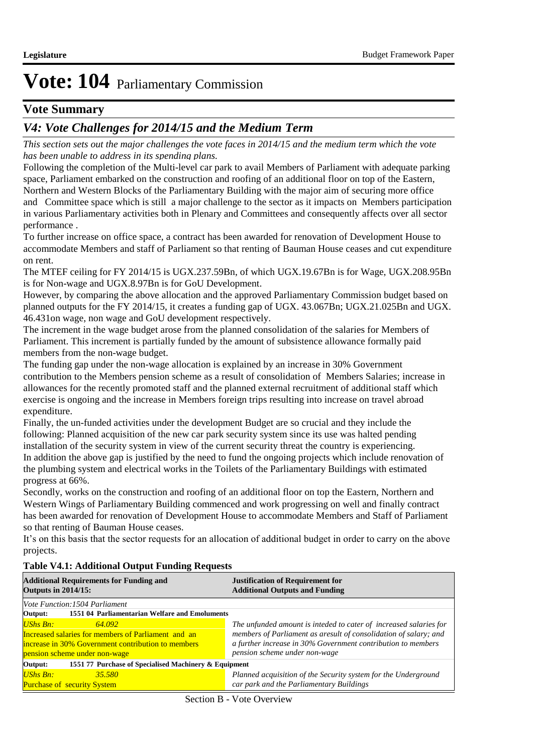# Vote: 104 Parliamentary Commission

## Vote Summary

### *V4: Vote Challenges for 2014/15 and the Medium Term*

*This section sets out the major challenges the vote faces in 2014/15 and the medium term which the vote has been unable to address in its spending plans.*

Following the completion of the Multi-level car park to avail Members of Parliament with adequate parking space, Parliament embarked on the construction and roofing of an additional floor on top of the Eastern, Northern and Western Blocks of the Parliamentary Building with the major aim of securing more office and Committee space which is still a major challenge to the sector as it impacts on Members participation in various Parliamentary activities both in Plenary and Committees and consequently affects over all sector performance .

To further increase on office space, a contract has been awarded for renovation of Development House to accommodate Members and staff of Parliament so that renting of Bauman House ceases and cut expenditure on rent.

The MTEF ceiling for FY 2014/15 is UGX.237.59Bn, of which UGX.19.67Bn is for Wage, UGX.208.95Bn is for Non-wage and UGX.8.97Bn is for GoU Development.

However, by comparing the above allocation and the approved Parliamentary Commission budget based on planned outputs for the FY 2014/15, it creates a funding gap of UGX. 43.067Bn; UGX.21.025Bn and UGX. 46.431on wage, non wage and GoU development respectively.

The increment in the wage budget arose from the planned consolidation of the salaries for Members of Parliament. This increment is partially funded by the amount of subsistence allowance formally paid members from the non-wage budget.

The funding gap under the non-wage allocation is explained by an increase in 30% Government contribution to the Members pension scheme as a result of consolidation of Members Salaries; increase in allowances for the recently promoted staff and the planned external recruitment of additional staff which exercise is ongoing and the increase in Members foreign trips resulting into increase on travel abroad expenditure.

Finally, the un-funded activities under the development Budget are so crucial and they include the following: Planned acquisition of the new car park security system since its use was halted pending installation of the security system in view of the current security threat the country is experiencing.

In addition the above gap is justified by the need to fund the ongoing projects which include renovation of the plumbing system and electrical works in the Toilets of the Parliamentary Buildings with estimated progress at 66%.

Secondly, works on the construction and roofing of an additional floor on top the Eastern, Northern and Western Wings of Parliamentary Building commenced and work progressing on well and finally contract has been awarded for renovation of Development House to accommodate Members and Staff of Parliament so that renting of Bauman House ceases.

It's on this basis that the sector requests for an allocation of additional budget in order to carry on the above projects.

**Table V4.1: Additional Output Funding Requests**

| Additional Requirements for Funding and Outputs in 2014/15: | Justification of Requirement for Additional Outputs and Funding |
|---|---|
| *Vote Function:1504 Parliament* | |
| **Output: 1551 04 Parliamentarian Welfare and Emoluments** | |
| *UShs Bn: 64.092*<br>Increased salaries for members of Parliament and an increase in 30% Government contribution to members pension scheme under non-wage | *The unfunded amount is inteded to cater of increased salaries for members of Parliament as aresult of consolidation of salary; and a further increase in 30% Government contribution to members pension scheme under non-wage* |
| **Output: 1551 77 Purchase of Specialised Machinery & Equipment** | |
| *UShs Bn: 35.580*<br>Purchase of security System | *Planned acquisition of the Security system for the Underground car park and the Parliamentary Buildings* |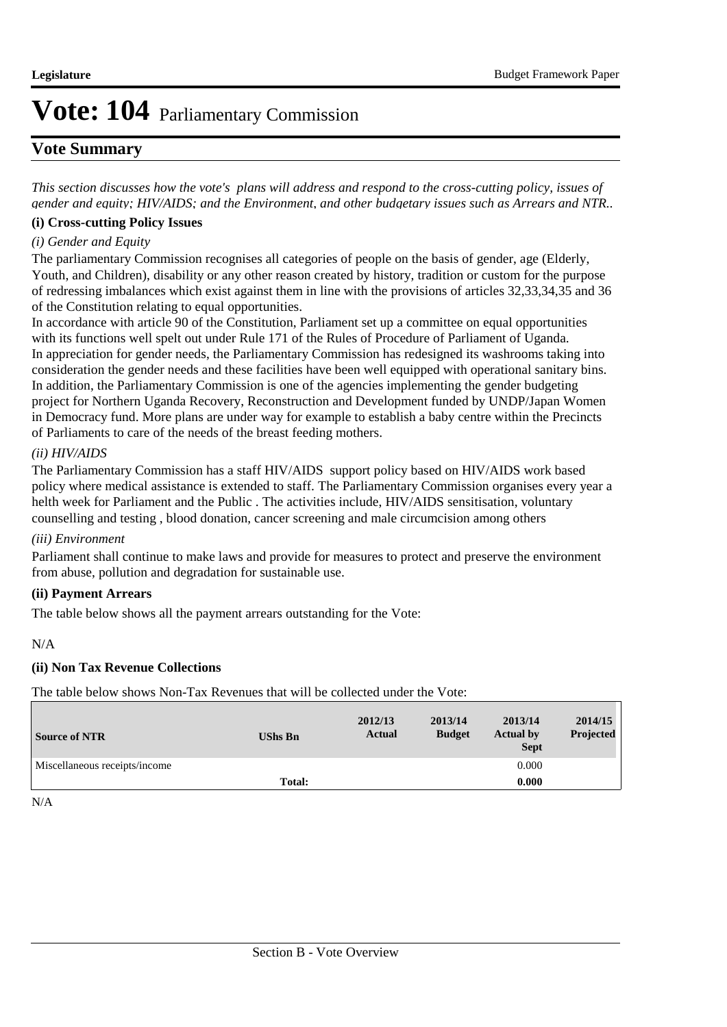# Vote: 104 Parliamentary Commission

## Vote Summary

*This section discusses how the vote's plans will address and respond to the cross-cutting policy, issues of gender and equity; HIV/AIDS; and the Environment, and other budgetary issues such as Arrears and NTR..*

**(i) Cross-cutting Policy Issues**

*(i) Gender and Equity*

The parliamentary Commission recognises all categories of people on the basis of gender, age (Elderly, Youth, and Children), disability or any other reason created by history, tradition or custom for the purpose of redressing imbalances which exist against them in line with the provisions of articles 32,33,34,35 and 36 of the Constitution relating to equal opportunities.
In accordance with article 90 of the Constitution, Parliament set up a committee on equal opportunities with its functions well spelt out under Rule 171 of the Rules of Procedure of Parliament of Uganda.
In appreciation for gender needs, the Parliamentary Commission has redesigned its washrooms taking into consideration the gender needs and these facilities have been well equipped with operational sanitary bins. In addition, the Parliamentary Commission is one of the agencies implementing the gender budgeting project for Northern Uganda Recovery, Reconstruction and Development funded by UNDP/Japan Women in Democracy fund. More plans are under way for example to establish a baby centre within the Precincts of Parliaments to care of the needs of the breast feeding mothers.

*(ii) HIV/AIDS*

The Parliamentary Commission has a staff HIV/AIDS support policy based on HIV/AIDS work based policy where medical assistance is extended to staff. The Parliamentary Commission organises every year a helth week for Parliament and the Public . The activities include, HIV/AIDS sensitisation, voluntary counselling and testing , blood donation, cancer screening and male circumcision among others

*(iii) Environment*

Parliament shall continue to make laws and provide for measures to protect and preserve the environment from abuse, pollution and degradation for sustainable use.

**(ii) Payment Arrears**

The table below shows all the payment arrears outstanding for the Vote:

N/A

**(ii) Non Tax Revenue Collections**

The table below shows Non-Tax Revenues that will be collected under the Vote:

| Source of NTR | UShs Bn | 2012/13 Actual | 2013/14 Budget | 2013/14 Actual by Sept | 2014/15 Projected |
|---|---|---|---|---|---|
| Miscellaneous receipts/income | | | | 0.000 | |
| | **Total:** | | | **0.000** | |

N/A